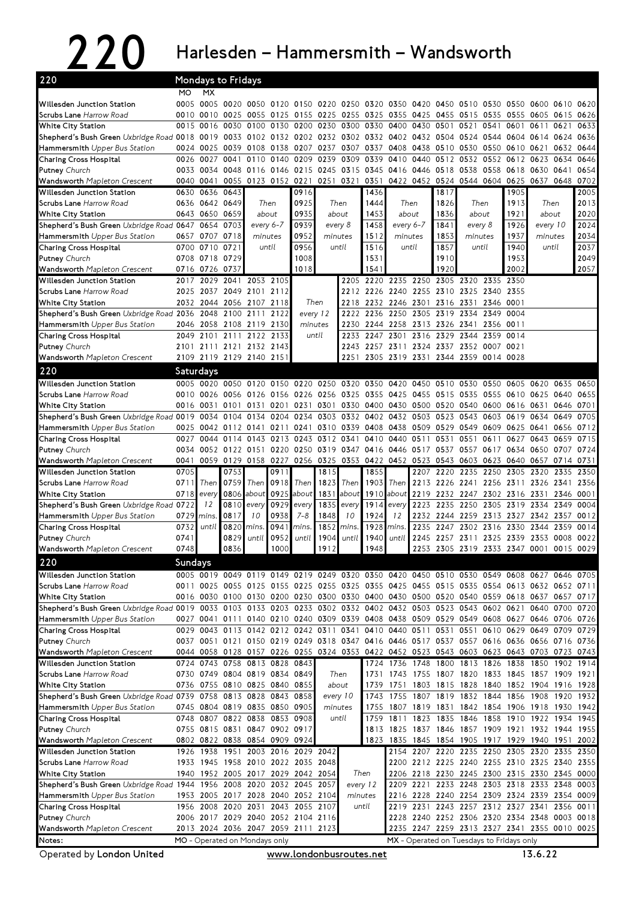# 220 Harlesden – Hammersmith – Wandsworth

## Mondays to Fridays

| Stop | MO | MX | | | | | | | | | | | | | | | | |
|---|---|---|---|---|---|---|---|---|---|---|---|---|---|---|---|---|---|---|
| **Willesden Junction Station** | 0005 | 0005 | 0020 | 0050 | 0120 | 0150 | 0220 | 0250 | 0320 | 0350 | 0420 | 0450 | 0510 | 0530 | 0550 | 0600 | 0610 | 0620 |
| **Scrubs Lane** *Harrow Road* | 0010 | 0010 | 0025 | 0055 | 0125 | 0155 | 0225 | 0255 | 0325 | 0355 | 0425 | 0455 | 0515 | 0535 | 0555 | 0605 | 0615 | 0626 |
| **White City Station** | 0015 | 0016 | 0030 | 0100 | 0130 | 0200 | 0230 | 0300 | 0330 | 0400 | 0430 | 0501 | 0521 | 0541 | 0601 | 0611 | 0621 | 0633 |
| **Shepherd's Bush Green** *Uxbridge Road* | 0018 | 0019 | 0033 | 0102 | 0132 | 0202 | 0232 | 0302 | 0332 | 0402 | 0432 | 0504 | 0524 | 0544 | 0604 | 0614 | 0624 | 0636 |
| **Hammersmith** *Upper Bus Station* | 0024 | 0025 | 0039 | 0108 | 0138 | 0207 | 0237 | 0307 | 0337 | 0408 | 0438 | 0510 | 0530 | 0550 | 0610 | 0621 | 0632 | 0644 |
| **Charing Cross Hospital** | 0026 | 0027 | 0041 | 0110 | 0140 | 0209 | 0239 | 0309 | 0339 | 0410 | 0440 | 0512 | 0532 | 0552 | 0612 | 0623 | 0634 | 0646 |
| **Putney** *Church* | 0033 | 0034 | 0048 | 0116 | 0146 | 0215 | 0245 | 0315 | 0345 | 0416 | 0446 | 0518 | 0538 | 0558 | 0618 | 0630 | 0641 | 0654 |
| **Wandsworth** *Mapleton Crescent* | 0040 | 0041 | 0055 | 0123 | 0152 | 0221 | 0251 | 0321 | 0351 | 0422 | 0452 | 0524 | 0544 | 0604 | 0625 | 0637 | 0648 | 0702 |

| Stop | | | | | | | | | | | | | | |
|---|---|---|---|---|---|---|---|---|---|---|---|---|---|---|
| **Willesden Junction Station** | 0630 | 0636 | 0643 | | 0916 | | 1436 | | 1817 | | 1905 | | 2005 |
| **Scrubs Lane** *Harrow Road* | 0636 | 0642 | 0649 | *Then* | 0925 | *Then* | 1444 | *Then* | 1826 | *Then* | 1913 | *Then* | 2013 |
| **White City Station** | 0643 | 0650 | 0659 | *about* | 0935 | *about* | 1453 | *about* | 1836 | *about* | 1921 | *about* | 2020 |
| **Shepherd's Bush Green** *Uxbridge Road* | 0647 | 0654 | 0703 | *every 6-7* | 0939 | *every 8* | 1458 | *every 6-7* | 1841 | *every 8* | 1926 | *every 10* | 2024 |
| **Hammersmith** *Upper Bus Station* | 0657 | 0707 | 0718 | *minutes* | 0952 | *minutes* | 1512 | *minutes* | 1853 | *minutes* | 1937 | *minutes* | 2034 |
| **Charing Cross Hospital** | 0700 | 0710 | 0721 | *until* | 0956 | *until* | 1516 | *until* | 1857 | *until* | 1940 | *until* | 2037 |
| **Putney** *Church* | 0708 | 0718 | 0729 | | 1008 | | 1531 | | 1910 | | 1953 | | 2049 |
| **Wandsworth** *Mapleton Crescent* | 0716 | 0726 | 0737 | | 1018 | | 1541 | | 1920 | | 2002 | | 2057 |

| Stop | | | | | | | | | | | | | | |
|---|---|---|---|---|---|---|---|---|---|---|---|---|---|---|
| **Willesden Junction Station** | 2017 | 2029 | 2041 | 2053 | 2105 | | 2205 | 2220 | 2235 | 2250 | 2305 | 2320 | 2335 | 2350 |
| **Scrubs Lane** *Harrow Road* | 2025 | 2037 | 2049 | 2101 | 2112 | | 2212 | 2226 | 2240 | 2255 | 2310 | 2325 | 2340 | 2355 |
| **White City Station** | 2032 | 2044 | 2056 | 2107 | 2118 | *Then* | 2218 | 2232 | 2246 | 2301 | 2316 | 2331 | 2346 | 0001 |
| **Shepherd's Bush Green** *Uxbridge Road* | 2036 | 2048 | 2100 | 2111 | 2122 | *every 12* | 2222 | 2236 | 2250 | 2305 | 2319 | 2334 | 2349 | 0004 |
| **Hammersmith** *Upper Bus Station* | 2046 | 2058 | 2108 | 2119 | 2130 | *minutes* | 2230 | 2244 | 2258 | 2313 | 2326 | 2341 | 2356 | 0011 |
| **Charing Cross Hospital** | 2049 | 2101 | 2111 | 2122 | 2133 | *until* | 2233 | 2247 | 2301 | 2316 | 2329 | 2344 | 2359 | 0014 |
| **Putney** *Church* | 2101 | 2111 | 2121 | 2132 | 2143 | | 2243 | 2257 | 2311 | 2324 | 2337 | 2352 | 0007 | 0021 |
| **Wandsworth** *Mapleton Crescent* | 2109 | 2119 | 2129 | 2140 | 2151 | | 2251 | 2305 | 2319 | 2331 | 2344 | 2359 | 0014 | 0028 |

## Saturdays

| Stop | | | | | | | | | | | | | | | | | | |
|---|---|---|---|---|---|---|---|---|---|---|---|---|---|---|---|---|---|---|
| **Willesden Junction Station** | 0005 | 0020 | 0050 | 0120 | 0150 | 0220 | 0250 | 0320 | 0350 | 0420 | 0450 | 0510 | 0530 | 0550 | 0605 | 0620 | 0635 | 0650 |
| **Scrubs Lane** *Harrow Road* | 0010 | 0026 | 0056 | 0126 | 0156 | 0226 | 0256 | 0325 | 0355 | 0425 | 0455 | 0515 | 0535 | 0555 | 0610 | 0625 | 0640 | 0655 |
| **White City Station** | 0016 | 0031 | 0101 | 0131 | 0201 | 0231 | 0301 | 0330 | 0400 | 0430 | 0500 | 0520 | 0540 | 0600 | 0616 | 0631 | 0646 | 0701 |
| **Shepherd's Bush Green** *Uxbridge Road* | 0019 | 0034 | 0104 | 0134 | 0204 | 0234 | 0303 | 0332 | 0402 | 0432 | 0503 | 0523 | 0543 | 0603 | 0619 | 0634 | 0649 | 0705 |
| **Hammersmith** *Upper Bus Station* | 0025 | 0042 | 0112 | 0141 | 0211 | 0241 | 0310 | 0339 | 0408 | 0438 | 0509 | 0529 | 0549 | 0609 | 0625 | 0641 | 0656 | 0712 |
| **Charing Cross Hospital** | 0027 | 0044 | 0114 | 0143 | 0213 | 0243 | 0312 | 0341 | 0410 | 0440 | 0511 | 0531 | 0551 | 0611 | 0627 | 0643 | 0659 | 0715 |
| **Putney** *Church* | 0034 | 0052 | 0122 | 0151 | 0220 | 0250 | 0319 | 0347 | 0416 | 0446 | 0517 | 0537 | 0557 | 0617 | 0634 | 0650 | 0707 | 0724 |
| **Wandsworth** *Mapleton Crescent* | 0041 | 0059 | 0129 | 0158 | 0227 | 0256 | 0325 | 0353 | 0422 | 0452 | 0523 | 0543 | 0603 | 0623 | 0640 | 0657 | 0714 | 0731 |

| Stop | | | | | | | | | | | | | | | | | | |
|---|---|---|---|---|---|---|---|---|---|---|---|---|---|---|---|---|---|---|
| **Willesden Junction Station** | 0705 | | 0753 | | 0911 | | 1815 | | 1855 | | 2207 | 2220 | 2235 | 2250 | 2305 | 2320 | 2335 | 2350 |
| **Scrubs Lane** *Harrow Road* | 0711 | *Then* | 0759 | *Then* | 0918 | *Then* | 1823 | *Then* | 1903 | *Then* | 2213 | 2226 | 2241 | 2256 | 2311 | 2326 | 2341 | 2356 |
| **White City Station** | 0718 | *every* | 0806 | *about* | 0925 | *about* | 1831 | *about* | 1910 | *about* | 2219 | 2232 | 2247 | 2302 | 2316 | 2331 | 2346 | 0001 |
| **Shepherd's Bush Green** *Uxbridge Road* | 0722 | *12* | 0810 | *every* | 0929 | *every* | 1835 | *every* | 1914 | *every* | 2223 | 2235 | 2250 | 2305 | 2319 | 2334 | 2349 | 0004 |
| **Hammersmith** *Upper Bus Station* | 0729 | *mins.* | 0817 | *10* | 0938 | *7-8* | 1848 | *10* | 1924 | *12* | 2232 | 2244 | 2259 | 2313 | 2327 | 2342 | 2357 | 0012 |
| **Charing Cross Hospital** | 0732 | *until* | 0820 | *mins.* | 0941 | *mins.* | 1852 | *mins.* | 1928 | *mins.* | 2235 | 2247 | 2302 | 2316 | 2330 | 2344 | 2359 | 0014 |
| **Putney** *Church* | 0741 | | 0829 | *until* | 0952 | *until* | 1904 | *until* | 1940 | *until* | 2245 | 2257 | 2311 | 2325 | 2339 | 2353 | 0008 | 0022 |
| **Wandsworth** *Mapleton Crescent* | 0748 | | 0836 | | 1000 | | 1912 | | 1948 | | 2253 | 2305 | 2319 | 2333 | 2347 | 0001 | 0015 | 0029 |

## Sundays

| Stop | | | | | | | | | | | | | | | | | | |
|---|---|---|---|---|---|---|---|---|---|---|---|---|---|---|---|---|---|---|
| **Willesden Junction Station** | 0005 | 0019 | 0049 | 0119 | 0149 | 0219 | 0249 | 0320 | 0350 | 0420 | 0450 | 0510 | 0530 | 0549 | 0608 | 0627 | 0646 | 0705 |
| **Scrubs Lane** *Harrow Road* | 0011 | 0025 | 0055 | 0125 | 0155 | 0225 | 0255 | 0325 | 0355 | 0425 | 0455 | 0515 | 0535 | 0554 | 0613 | 0632 | 0652 | 0711 |
| **White City Station** | 0016 | 0030 | 0100 | 0130 | 0200 | 0230 | 0300 | 0330 | 0400 | 0430 | 0500 | 0520 | 0540 | 0559 | 0618 | 0637 | 0657 | 0717 |
| **Shepherd's Bush Green** *Uxbridge Road* | 0019 | 0033 | 0103 | 0133 | 0203 | 0233 | 0302 | 0332 | 0402 | 0432 | 0503 | 0523 | 0543 | 0602 | 0621 | 0640 | 0700 | 0720 |
| **Hammersmith** *Upper Bus Station* | 0027 | 0041 | 0111 | 0140 | 0210 | 0240 | 0309 | 0339 | 0408 | 0438 | 0509 | 0529 | 0549 | 0608 | 0627 | 0646 | 0706 | 0726 |
| **Charing Cross Hospital** | 0029 | 0043 | 0113 | 0142 | 0212 | 0242 | 0311 | 0341 | 0410 | 0440 | 0511 | 0531 | 0551 | 0610 | 0629 | 0649 | 0709 | 0729 |
| **Putney** *Church* | 0037 | 0051 | 0121 | 0150 | 0219 | 0249 | 0318 | 0347 | 0416 | 0446 | 0517 | 0537 | 0557 | 0616 | 0636 | 0656 | 0716 | 0736 |
| **Wandsworth** *Mapleton Crescent* | 0044 | 0058 | 0128 | 0157 | 0226 | 0255 | 0324 | 0353 | 0422 | 0452 | 0523 | 0543 | 0603 | 0623 | 0643 | 0703 | 0723 | 0743 |

| Stop | | | | | | | | | | | | | | | | | |
|---|---|---|---|---|---|---|---|---|---|---|---|---|---|---|---|---|---|
| **Willesden Junction Station** | 0724 | 0743 | 0758 | 0813 | 0828 | 0843 | | 1724 | 1736 | 1748 | 1800 | 1813 | 1826 | 1838 | 1850 | 1902 | 1914 |
| **Scrubs Lane** *Harrow Road* | 0730 | 0749 | 0804 | 0819 | 0834 | 0849 | *Then* | 1731 | 1743 | 1755 | 1807 | 1820 | 1833 | 1845 | 1857 | 1909 | 1921 |
| **White City Station** | 0736 | 0755 | 0810 | 0825 | 0840 | 0855 | *about* | 1739 | 1751 | 1803 | 1815 | 1828 | 1840 | 1852 | 1904 | 1916 | 1928 |
| **Shepherd's Bush Green** *Uxbridge Road* | 0739 | 0758 | 0813 | 0828 | 0843 | 0858 | *every 10* | 1743 | 1755 | 1807 | 1819 | 1832 | 1844 | 1856 | 1908 | 1920 | 1932 |
| **Hammersmith** *Upper Bus Station* | 0745 | 0804 | 0819 | 0835 | 0850 | 0905 | *minutes* | 1755 | 1807 | 1819 | 1831 | 1842 | 1854 | 1906 | 1918 | 1930 | 1942 |
| **Charing Cross Hospital** | 0748 | 0807 | 0822 | 0838 | 0853 | 0908 | *until* | 1759 | 1811 | 1823 | 1835 | 1846 | 1858 | 1910 | 1922 | 1934 | 1945 |
| **Putney** *Church* | 0755 | 0815 | 0831 | 0847 | 0902 | 0917 | | 1813 | 1825 | 1837 | 1846 | 1857 | 1909 | 1921 | 1932 | 1944 | 1955 |
| **Wandsworth** *Mapleton Crescent* | 0802 | 0822 | 0838 | 0854 | 0909 | 0924 | | 1823 | 1835 | 1845 | 1854 | 1905 | 1917 | 1929 | 1940 | 1951 | 2002 |

| Stop | | | | | | | | | | | | | | | | | |
|---|---|---|---|---|---|---|---|---|---|---|---|---|---|---|---|---|---|
| **Willesden Junction Station** | 1926 | 1938 | 1951 | 2003 | 2016 | 2029 | 2042 | | 2154 | 2207 | 2220 | 2235 | 2250 | 2305 | 2320 | 2335 | 2350 |
| **Scrubs Lane** *Harrow Road* | 1933 | 1945 | 1958 | 2010 | 2022 | 2035 | 2048 | | 2200 | 2212 | 2225 | 2240 | 2255 | 2310 | 2325 | 2340 | 2355 |
| **White City Station** | 1940 | 1952 | 2005 | 2017 | 2029 | 2042 | 2054 | *Then* | 2206 | 2218 | 2230 | 2245 | 2300 | 2315 | 2330 | 2345 | 0000 |
| **Shepherd's Bush Green** *Uxbridge Road* | 1944 | 1956 | 2008 | 2020 | 2032 | 2045 | 2057 | *every 12* | 2209 | 2221 | 2233 | 2248 | 2303 | 2318 | 2333 | 2348 | 0003 |
| **Hammersmith** *Upper Bus Station* | 1953 | 2005 | 2017 | 2028 | 2040 | 2052 | 2104 | *minutes* | 2216 | 2228 | 2240 | 2254 | 2309 | 2324 | 2339 | 2354 | 0009 |
| **Charing Cross Hospital** | 1956 | 2008 | 2020 | 2031 | 2043 | 2055 | 2107 | *until* | 2219 | 2231 | 2243 | 2257 | 2312 | 2327 | 2341 | 2356 | 0011 |
| **Putney** *Church* | 2006 | 2017 | 2029 | 2040 | 2052 | 2104 | 2116 | | 2228 | 2240 | 2252 | 2306 | 2320 | 2334 | 2348 | 0003 | 0018 |
| **Wandsworth** *Mapleton Crescent* | 2013 | 2024 | 2036 | 2047 | 2059 | 2111 | 2123 | | 2235 | 2247 | 2259 | 2313 | 2327 | 2341 | 2355 | 0010 | 0025 |

**Notes:** MO - Operated on Mondays only; MX - Operated on Tuesdays to Fridays only

Operated by **London United** www.londonbusroutes.net 13.6.22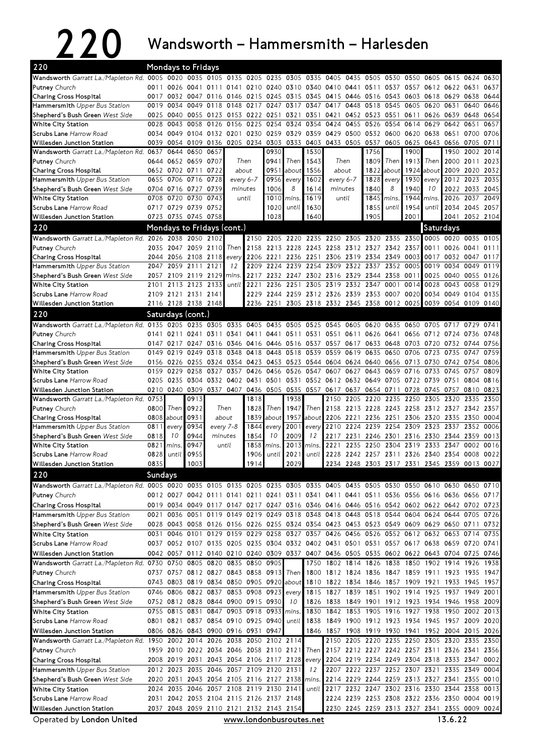# 220 Wandsworth – Hammersmith – Harlesden

## Mondays to Fridays

| | | | | | | | | | | | | | | | | | | |
|---|---|---|---|---|---|---|---|---|---|---|---|---|---|---|---|---|---|---|
| **Wandsworth** *Garratt La./Mapleton Rd.* | 0005 | 0020 | 0035 | 0105 | 0135 | 0205 | 0235 | 0305 | 0335 | 0405 | 0435 | 0505 | 0530 | 0550 | 0605 | 0615 | 0624 | 0630 |
| **Putney** *Church* | 0011 | 0026 | 0041 | 0111 | 0141 | 0210 | 0240 | 0310 | 0340 | 0410 | 0441 | 0511 | 0537 | 0557 | 0612 | 0622 | 0631 | 0637 |
| **Charing Cross Hospital** | 0017 | 0032 | 0047 | 0116 | 0146 | 0215 | 0245 | 0315 | 0345 | 0415 | 0446 | 0516 | 0543 | 0603 | 0618 | 0629 | 0638 | 0644 |
| **Hammersmith** *Upper Bus Station* | 0019 | 0034 | 0049 | 0118 | 0148 | 0217 | 0247 | 0317 | 0347 | 0417 | 0448 | 0518 | 0545 | 0605 | 0620 | 0631 | 0640 | 0646 |
| **Shepherd's Bush Green** *West Side* | 0025 | 0040 | 0055 | 0123 | 0153 | 0222 | 0251 | 0321 | 0351 | 0421 | 0452 | 0523 | 0551 | 0611 | 0626 | 0639 | 0648 | 0654 |
| **White City Station** | 0028 | 0043 | 0058 | 0126 | 0156 | 0225 | 0254 | 0324 | 0354 | 0424 | 0455 | 0526 | 0554 | 0614 | 0629 | 0642 | 0651 | 0657 |
| **Scrubs Lane** *Harrow Road* | 0034 | 0049 | 0104 | 0132 | 0201 | 0230 | 0259 | 0329 | 0359 | 0429 | 0500 | 0532 | 0600 | 0620 | 0638 | 0651 | 0700 | 0706 |
| **Willesden Junction Station** | 0039 | 0054 | 0109 | 0136 | 0205 | 0234 | 0303 | 0333 | 0403 | 0433 | 0505 | 0537 | 0605 | 0625 | 0643 | 0656 | 0705 | 0711 |

| | | | | | | | | | | | | | | | | | |
|---|---|---|---|---|---|---|---|---|---|---|---|---|---|---|---|---|---|
| **Wandsworth** *Garratt La./Mapleton Rd.* | 0637 | 0644 | 0650 | 0657 | | 0930 | | 1530 | | 1756 | | 1900 | | 1950 | 2002 | 2014 |
| **Putney** *Church* | 0644 | 0652 | 0659 | 0707 | Then | 0941 | Then | 1543 | Then | 1809 | Then | 1913 | Then | 2000 | 2011 | 2023 |
| **Charing Cross Hospital** | 0652 | 0702 | 0711 | 0722 | about | 0951 | about | 1556 | about | 1822 | about | 1924 | about | 2009 | 2020 | 2032 |
| **Hammersmith** *Upper Bus Station* | 0655 | 0706 | 0716 | 0728 | every 6-7 | 0956 | every | 1602 | every 6-7 | 1828 | every | 1930 | every | 2012 | 2023 | 2035 |
| **Shepherd's Bush Green** *West Side* | 0704 | 0716 | 0727 | 0739 | minutes | 1006 | 8 | 1614 | minutes | 1840 | 8 | 1940 | 10 | 2022 | 2033 | 2045 |
| **White City Station** | 0708 | 0720 | 0730 | 0743 | until | 1010 | mins. | 1619 | until | 1845 | mins. | 1944 | mins. | 2026 | 2037 | 2049 |
| **Scrubs Lane** *Harrow Road* | 0717 | 0729 | 0739 | 0752 | | 1020 | until | 1630 | | 1855 | until | 1954 | until | 2034 | 2045 | 2057 |
| **Willesden Junction Station** | 0723 | 0735 | 0745 | 0758 | | 1028 | | 1640 | | 1905 | | 2001 | | 2041 | 2052 | 2104 |

## Mondays to Fridays (cont.)

| | | | | | | | | | | | | | | |
|---|---|---|---|---|---|---|---|---|---|---|---|---|---|---|
| **Wandsworth** *Garratt La./Mapleton Rd.* | 2026 | 2038 | 2050 | 2102 | | 2150 | 2205 | 2220 | 2235 | 2250 | 2305 | 2320 | 2335 | 2350 |
| **Putney** *Church* | 2035 | 2047 | 2059 | 2110 | Then | 2158 | 2213 | 2228 | 2243 | 2258 | 2312 | 2327 | 2342 | 2357 |
| **Charing Cross Hospital** | 2044 | 2056 | 2108 | 2118 | every | 2206 | 2221 | 2236 | 2251 | 2306 | 2319 | 2334 | 2349 | 0003 |
| **Hammersmith** *Upper Bus Station* | 2047 | 2059 | 2111 | 2121 | 12 | 2209 | 2224 | 2239 | 2254 | 2309 | 2322 | 2337 | 2352 | 0005 |
| **Shepherd's Bush Green** *West Side* | 2057 | 2109 | 2119 | 2129 | mins. | 2217 | 2232 | 2247 | 2302 | 2316 | 2329 | 2344 | 2358 | 0011 |
| **White City Station** | 2101 | 2113 | 2123 | 2133 | until | 2221 | 2236 | 2251 | 2305 | 2319 | 2332 | 2347 | 0001 | 0014 |
| **Scrubs Lane** *Harrow Road* | 2109 | 2121 | 2131 | 2141 | | 2229 | 2244 | 2259 | 2312 | 2326 | 2339 | 2353 | 0007 | 0020 |
| **Willesden Junction Station** | 2116 | 2128 | 2138 | 2148 | | 2236 | 2251 | 2305 | 2318 | 2332 | 2345 | 2358 | 0012 | 0025 |

## Saturdays

| | | | | |
|---|---|---|---|---|
| **Wandsworth** *Garratt La./Mapleton Rd.* | 0005 | 0020 | 0035 | 0105 |
| **Putney** *Church* | 0011 | 0026 | 0041 | 0111 |
| **Charing Cross Hospital** | 0017 | 0032 | 0047 | 0117 |
| **Hammersmith** *Upper Bus Station* | 0019 | 0034 | 0049 | 0119 |
| **Shepherd's Bush Green** *West Side* | 0025 | 0040 | 0055 | 0126 |
| **White City Station** | 0028 | 0043 | 0058 | 0129 |
| **Scrubs Lane** *Harrow Road* | 0034 | 0049 | 0104 | 0135 |
| **Willesden Junction Station** | 0039 | 0054 | 0109 | 0140 |

## Saturdays (cont.)

| | | | | | | | | | | | | | | | | | | |
|---|---|---|---|---|---|---|---|---|---|---|---|---|---|---|---|---|---|---|
| **Wandsworth** *Garratt La./Mapleton Rd.* | 0135 | 0205 | 0235 | 0305 | 0335 | 0405 | 0435 | 0505 | 0525 | 0545 | 0605 | 0620 | 0635 | 0650 | 0705 | 0717 | 0729 | 0741 |
| **Putney** *Church* | 0141 | 0211 | 0241 | 0311 | 0341 | 0411 | 0441 | 0511 | 0531 | 0551 | 0611 | 0626 | 0641 | 0656 | 0712 | 0724 | 0736 | 0748 |
| **Charing Cross Hospital** | 0147 | 0217 | 0247 | 0316 | 0346 | 0416 | 0446 | 0516 | 0537 | 0557 | 0617 | 0633 | 0648 | 0703 | 0720 | 0732 | 0744 | 0756 |
| **Hammersmith** *Upper Bus Station* | 0149 | 0219 | 0249 | 0318 | 0348 | 0418 | 0448 | 0518 | 0539 | 0559 | 0619 | 0635 | 0650 | 0706 | 0723 | 0735 | 0747 | 0759 |
| **Shepherd's Bush Green** *West Side* | 0156 | 0226 | 0255 | 0324 | 0354 | 0423 | 0453 | 0523 | 0544 | 0604 | 0624 | 0640 | 0656 | 0713 | 0730 | 0742 | 0754 | 0806 |
| **White City Station** | 0159 | 0229 | 0258 | 0327 | 0357 | 0426 | 0456 | 0526 | 0547 | 0607 | 0627 | 0643 | 0659 | 0716 | 0733 | 0745 | 0757 | 0809 |
| **Scrubs Lane** *Harrow Road* | 0205 | 0235 | 0304 | 0332 | 0402 | 0431 | 0501 | 0531 | 0552 | 0612 | 0632 | 0649 | 0705 | 0722 | 0739 | 0751 | 0804 | 0816 |
| **Willesden Junction Station** | 0210 | 0240 | 0309 | 0337 | 0407 | 0436 | 0505 | 0535 | 0557 | 0617 | 0637 | 0654 | 0711 | 0728 | 0745 | 0757 | 0810 | 0823 |

| | | | | | | | | | | | | | | | | | |
|---|---|---|---|---|---|---|---|---|---|---|---|---|---|---|---|---|---|
| **Wandsworth** *Garratt La./Mapleton Rd.* | 0753 | | 0913 | | 1818 | | 1938 | | 2150 | 2205 | 2220 | 2235 | 2250 | 2305 | 2320 | 2335 | 2350 |
| **Putney** *Church* | 0800 | Then | 0922 | Then | 1828 | Then | 1947 | Then | 2158 | 2213 | 2228 | 2243 | 2258 | 2312 | 2327 | 2342 | 2357 |
| **Charing Cross Hospital** | 0808 | about | 0931 | about | 1839 | about | 1957 | about | 2206 | 2221 | 2236 | 2251 | 2306 | 2320 | 2335 | 2350 | 0004 |
| **Hammersmith** *Upper Bus Station* | 0811 | every | 0934 | every 7-8 | 1844 | every | 2001 | every | 2210 | 2224 | 2239 | 2254 | 2309 | 2323 | 2337 | 2352 | 0006 |
| **Shepherd's Bush Green** *West Side* | 0818 | 10 | 0944 | minutes | 1854 | 10 | 2009 | 12 | 2217 | 2231 | 2246 | 2301 | 2316 | 2330 | 2344 | 2359 | 0013 |
| **White City Station** | 0821 | mins. | 0947 | until | 1858 | mins. | 2013 | mins. | 2221 | 2235 | 2250 | 2304 | 2319 | 2333 | 2347 | 0002 | 0016 |
| **Scrubs Lane** *Harrow Road* | 0828 | until | 0955 | | 1906 | until | 2021 | until | 2228 | 2242 | 2257 | 2311 | 2326 | 2340 | 2354 | 0008 | 0022 |
| **Willesden Junction Station** | 0835 | | 1003 | | 1914 | | 2029 | | 2234 | 2248 | 2303 | 2317 | 2331 | 2345 | 2359 | 0013 | 0027 |

## Sundays

| | | | | | | | | | | | | | | | | | | |
|---|---|---|---|---|---|---|---|---|---|---|---|---|---|---|---|---|---|---|
| **Wandsworth** *Garratt La./Mapleton Rd.* | 0005 | 0020 | 0035 | 0105 | 0135 | 0205 | 0235 | 0305 | 0335 | 0405 | 0435 | 0505 | 0530 | 0550 | 0610 | 0630 | 0650 | 0710 |
| **Putney** *Church* | 0012 | 0027 | 0042 | 0111 | 0141 | 0211 | 0241 | 0311 | 0341 | 0411 | 0441 | 0511 | 0536 | 0556 | 0616 | 0636 | 0656 | 0717 |
| **Charing Cross Hospital** | 0019 | 0034 | 0049 | 0117 | 0147 | 0217 | 0247 | 0316 | 0346 | 0416 | 0446 | 0516 | 0542 | 0602 | 0622 | 0642 | 0702 | 0723 |
| **Hammersmith** *Upper Bus Station* | 0021 | 0036 | 0051 | 0119 | 0149 | 0219 | 0249 | 0318 | 0348 | 0418 | 0448 | 0518 | 0544 | 0604 | 0624 | 0644 | 0705 | 0726 |
| **Shepherd's Bush Green** *West Side* | 0028 | 0043 | 0058 | 0126 | 0156 | 0226 | 0255 | 0324 | 0354 | 0423 | 0453 | 0523 | 0549 | 0609 | 0629 | 0650 | 0711 | 0732 |
| **White City Station** | 0031 | 0046 | 0101 | 0129 | 0159 | 0229 | 0258 | 0327 | 0357 | 0426 | 0456 | 0526 | 0552 | 0612 | 0632 | 0653 | 0714 | 0735 |
| **Scrubs Lane** *Harrow Road* | 0037 | 0052 | 0107 | 0135 | 0205 | 0235 | 0304 | 0332 | 0402 | 0431 | 0501 | 0531 | 0557 | 0617 | 0638 | 0659 | 0720 | 0741 |
| **Willesden Junction Station** | 0042 | 0057 | 0112 | 0140 | 0210 | 0240 | 0309 | 0337 | 0407 | 0436 | 0505 | 0535 | 0602 | 0622 | 0643 | 0704 | 0725 | 0746 |

| | | | | | | | | | | | | | | | | | |
|---|---|---|---|---|---|---|---|---|---|---|---|---|---|---|---|---|---|
| **Wandsworth** *Garratt La./Mapleton Rd.* | 0730 | 0750 | 0805 | 0820 | 0835 | 0850 | 0905 | | 1750 | 1802 | 1814 | 1826 | 1838 | 1850 | 1902 | 1914 | 1926 | 1938 |
| **Putney** *Church* | 0737 | 0757 | 0812 | 0827 | 0843 | 0858 | 0913 | Then | 1800 | 1812 | 1824 | 1836 | 1847 | 1859 | 1911 | 1923 | 1935 | 1947 |
| **Charing Cross Hospital** | 0743 | 0803 | 0819 | 0834 | 0850 | 0905 | 0920 | about | 1810 | 1822 | 1834 | 1846 | 1857 | 1909 | 1921 | 1933 | 1945 | 1957 |
| **Hammersmith** *Upper Bus Station* | 0746 | 0806 | 0822 | 0837 | 0853 | 0908 | 0923 | every | 1815 | 1827 | 1839 | 1851 | 1902 | 1914 | 1925 | 1937 | 1949 | 2001 |
| **Shepherd's Bush Green** *West Side* | 0752 | 0812 | 0828 | 0844 | 0900 | 0915 | 0930 | 10 | 1826 | 1838 | 1849 | 1901 | 1912 | 1923 | 1934 | 1946 | 1958 | 2009 |
| **White City Station** | 0755 | 0815 | 0831 | 0847 | 0903 | 0918 | 0933 | mins. | 1830 | 1842 | 1853 | 1905 | 1916 | 1927 | 1938 | 1950 | 2002 | 2013 |
| **Scrubs Lane** *Harrow Road* | 0801 | 0821 | 0837 | 0854 | 0910 | 0925 | 0940 | until | 1838 | 1849 | 1900 | 1912 | 1923 | 1934 | 1945 | 1957 | 2009 | 2020 |
| **Willesden Junction Station** | 0806 | 0826 | 0843 | 0900 | 0916 | 0931 | 0947 | | 1846 | 1857 | 1908 | 1919 | 1930 | 1941 | 1952 | 2004 | 2015 | 2026 |

| | | | | | | | | | | | | | | | | | |
|---|---|---|---|---|---|---|---|---|---|---|---|---|---|---|---|---|---|
| **Wandsworth** *Garratt La./Mapleton Rd.* | 1950 | 2002 | 2014 | 2026 | 2038 | 2050 | 2102 | 2114 | | 2150 | 2205 | 2220 | 2235 | 2250 | 2305 | 2320 | 2335 | 2350 |
| **Putney** *Church* | 1959 | 2010 | 2022 | 2034 | 2046 | 2058 | 2110 | 2121 | Then | 2157 | 2212 | 2227 | 2242 | 2257 | 2311 | 2326 | 2341 | 2356 |
| **Charing Cross Hospital** | 2008 | 2019 | 2031 | 2043 | 2054 | 2106 | 2117 | 2128 | every | 2204 | 2219 | 2234 | 2249 | 2304 | 2318 | 2333 | 2347 | 0002 |
| **Hammersmith** *Upper Bus Station* | 2012 | 2023 | 2035 | 2046 | 2057 | 2109 | 2120 | 2131 | 12 | 2207 | 2222 | 2237 | 2252 | 2307 | 2321 | 2335 | 2349 | 0004 |
| **Shepherd's Bush Green** *West Side* | 2020 | 2031 | 2043 | 2054 | 2105 | 2116 | 2127 | 2138 | mins. | 2214 | 2229 | 2244 | 2259 | 2313 | 2327 | 2341 | 2355 | 0010 |
| **White City Station** | 2024 | 2035 | 2046 | 2057 | 2108 | 2119 | 2130 | 2141 | until | 2217 | 2232 | 2247 | 2302 | 2316 | 2330 | 2344 | 2358 | 0013 |
| **Scrubs Lane** *Harrow Road* | 2031 | 2042 | 2053 | 2104 | 2115 | 2126 | 2137 | 2148 | | 2224 | 2239 | 2253 | 2308 | 2322 | 2336 | 2350 | 0004 | 0019 |
| **Willesden Junction Station** | 2037 | 2048 | 2059 | 2110 | 2121 | 2132 | 2143 | 2154 | | 2230 | 2245 | 2259 | 2313 | 2327 | 2341 | 2355 | 0009 | 0024 |

Operated by **London United** — www.londonbusroutes.net — 13.6.22